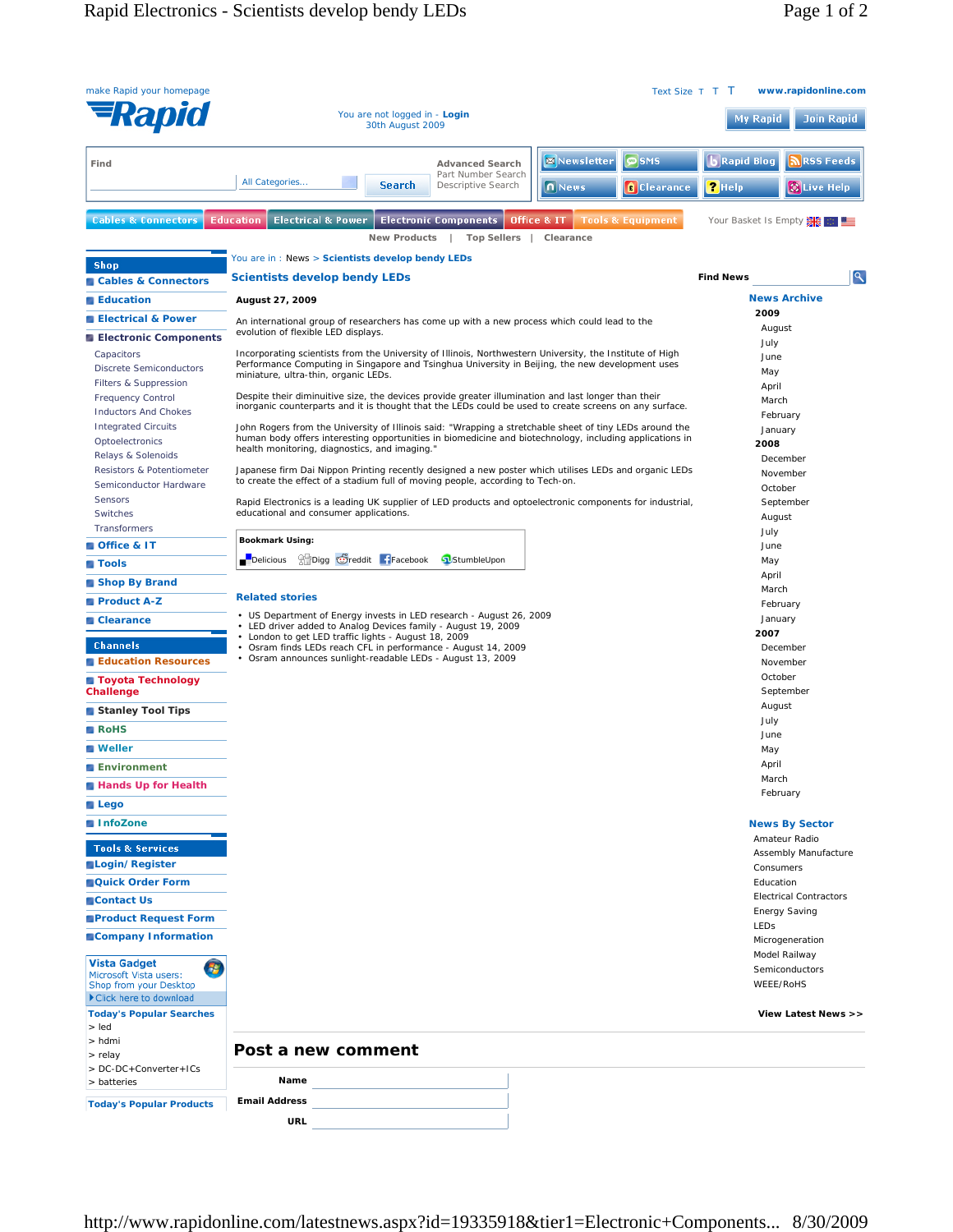make Rapid your homepage

Text Size T T T www.rapidonline.com

You are not logged in - Login
30th August 2009

My Rapid | Join Rapid

Find | All Categories... | Search | Advanced Search | Part Number Search | Descriptive Search

Newsletter | SMS | Rapid Blog | RSS Feeds | News | Clearance | Help | Live Help

Cables & Connectors | Education | Electrical & Power | Electronic Components | Office & IT | Tools & Equipment

Your Basket Is Empty

New Products | Top Sellers | Clearance

**Shop**

- Cables & Connectors
- Education
- Electrical & Power
- Electronic Components
  - Capacitors
  - Discrete Semiconductors
  - Filters & Suppression
  - Frequency Control
  - Inductors And Chokes
  - Integrated Circuits
  - Optoelectronics
  - Relays & Solenoids
  - Resistors & Potentiometer
  - Semiconductor Hardware
  - Sensors
  - Switches
  - Transformers
- Office & IT
- Tools
- Shop By Brand
- Product A-Z
- Clearance

**Channels**

- Education Resources
- Toyota Technology Challenge
- Stanley Tool Tips
- RoHS
- Weller
- Environment
- Hands Up for Health
- Lego
- InfoZone

**Tools & Services**

- Login/ Register
- Quick Order Form
- Contact Us
- Product Request Form
- Company Information

**Vista Gadget**
Microsoft Vista users:
Shop from your Desktop
Click here to download

**Today's Popular Searches**

- > led
- > hdmi
- > relay
- > DC-DC+Converter+ICs
- > batteries

**Today's Popular Products**

You are in : News > Scientists develop bendy LEDs

# Scientists develop bendy LEDs

**August 27, 2009**

An international group of researchers has come up with a new process which could lead to the evolution of flexible LED displays.

Incorporating scientists from the University of Illinois, Northwestern University, the Institute of High Performance Computing in Singapore and Tsinghua University in Beijing, the new development uses miniature, ultra-thin, organic LEDs.

Despite their diminutive size, the devices provide greater illumination and last longer than their inorganic counterparts and it is thought that the LEDs could be used to create screens on any surface.

John Rogers from the University of Illinois said: "Wrapping a stretchable sheet of tiny LEDs around the human body offers interesting opportunities in biomedicine and biotechnology, including applications in health monitoring, diagnostics, and imaging."

Japanese firm Dai Nippon Printing recently designed a new poster which utilises LEDs and organic LEDs to create the effect of a stadium full of moving people, according to Tech-on.

Rapid Electronics is a leading UK supplier of LED products and optoelectronic components for industrial, educational and consumer applications.

**Bookmark Using:**
Delicious | Digg | reddit | Facebook | StumbleUpon

## Related stories

- US Department of Energy invests in LED research - August 26, 2009
- LED driver added to Analog Devices family - August 19, 2009
- London to get LED traffic lights - August 18, 2009
- Osram finds LEDs reach CFL in performance - August 14, 2009
- Osram announces sunlight-readable LEDs - August 13, 2009

**Find News**

**News Archive**

- **2009**
  - August
  - July
  - June
  - May
  - April
  - March
  - February
  - January
- **2008**
  - December
  - November
  - October
  - September
  - August
  - July
  - June
  - May
  - April
  - March
  - February
  - January
- **2007**
  - December
  - November
  - October
  - September
  - August
  - July
  - June
  - May
  - April
  - March
  - February

**News By Sector**

- Amateur Radio
- Assembly Manufacture
- Consumers
- Education
- Electrical Contractors
- Energy Saving
- LEDs
- Microgeneration
- Model Railway
- Semiconductors
- WEEE/RoHS

**View Latest News >>**

## Post a new comment

**Name**

**Email Address**

**URL**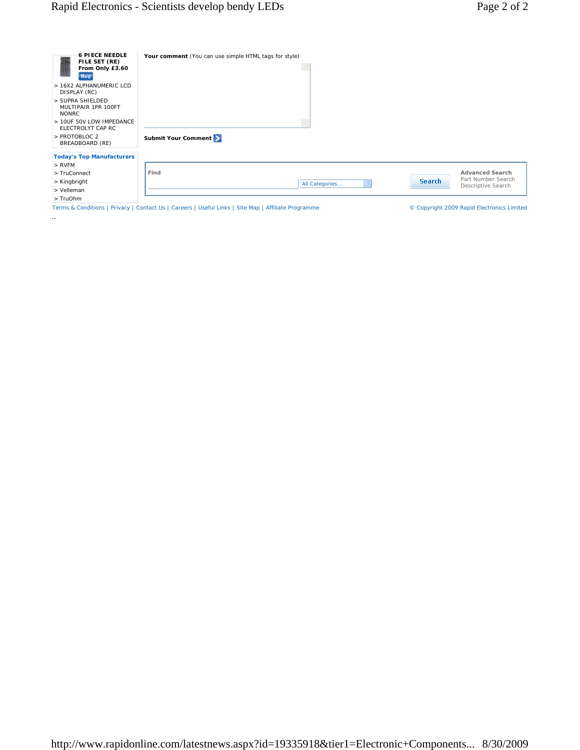**6 PIECE NEEDLE FILE SET (RE)**
**From Only £3.60**
Buy

> 16X2 ALPHANUMERIC LCD DISPLAY (RC)
> SUPRA SHIELDED MULTIPAIR 1PR 100FT NONRC
> 10UF 50V LOW IMPEDANCE ELECTROLYT CAP RC
> PROTOBLOC 2 BREADBOARD (RE)

**Today's Top Manufacturers**

> RVFM
> TruConnect
> Kingbright
> Velleman
> TruOhm

**Your comment** (You can use simple HTML tags for style)

**Submit Your Comment**

Find

All Categories...

Search

**Advanced Search**
Part Number Search
Descriptive Search

Terms & Conditions | Privacy | Contact Us | Careers | Useful Links | Site Map | Affiliate Programme

© Copyright 2009 Rapid Electronics Limited